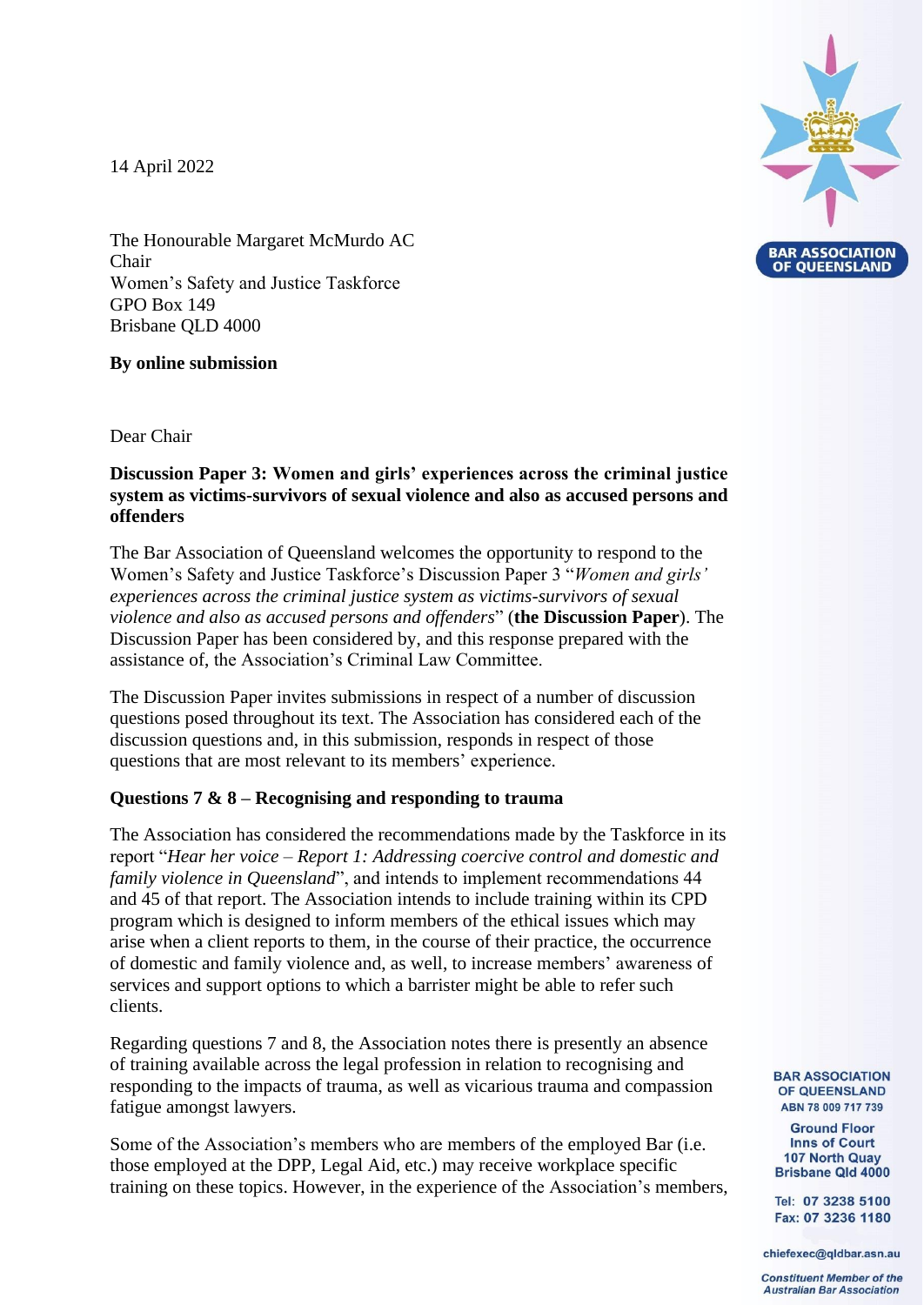14 April 2022

The Honourable Margaret McMurdo AC
Chair
Women's Safety and Justice Taskforce
GPO Box 149
Brisbane QLD 4000

**By online submission**

Dear Chair

**Discussion Paper 3: Women and girls' experiences across the criminal justice system as victims-survivors of sexual violence and also as accused persons and offenders**

The Bar Association of Queensland welcomes the opportunity to respond to the Women's Safety and Justice Taskforce's Discussion Paper 3 "*Women and girls' experiences across the criminal justice system as victims-survivors of sexual violence and also as accused persons and offenders*" (**the Discussion Paper**). The Discussion Paper has been considered by, and this response prepared with the assistance of, the Association's Criminal Law Committee.

The Discussion Paper invites submissions in respect of a number of discussion questions posed throughout its text. The Association has considered each of the discussion questions and, in this submission, responds in respect of those questions that are most relevant to its members' experience.

**Questions 7 & 8 – Recognising and responding to trauma**

The Association has considered the recommendations made by the Taskforce in its report "*Hear her voice – Report 1: Addressing coercive control and domestic and family violence in Queensland*", and intends to implement recommendations 44 and 45 of that report. The Association intends to include training within its CPD program which is designed to inform members of the ethical issues which may arise when a client reports to them, in the course of their practice, the occurrence of domestic and family violence and, as well, to increase members' awareness of services and support options to which a barrister might be able to refer such clients.

Regarding questions 7 and 8, the Association notes there is presently an absence of training available across the legal profession in relation to recognising and responding to the impacts of trauma, as well as vicarious trauma and compassion fatigue amongst lawyers.

Some of the Association's members who are members of the employed Bar (i.e. those employed at the DPP, Legal Aid, etc.) may receive workplace specific training on these topics. However, in the experience of the Association's members,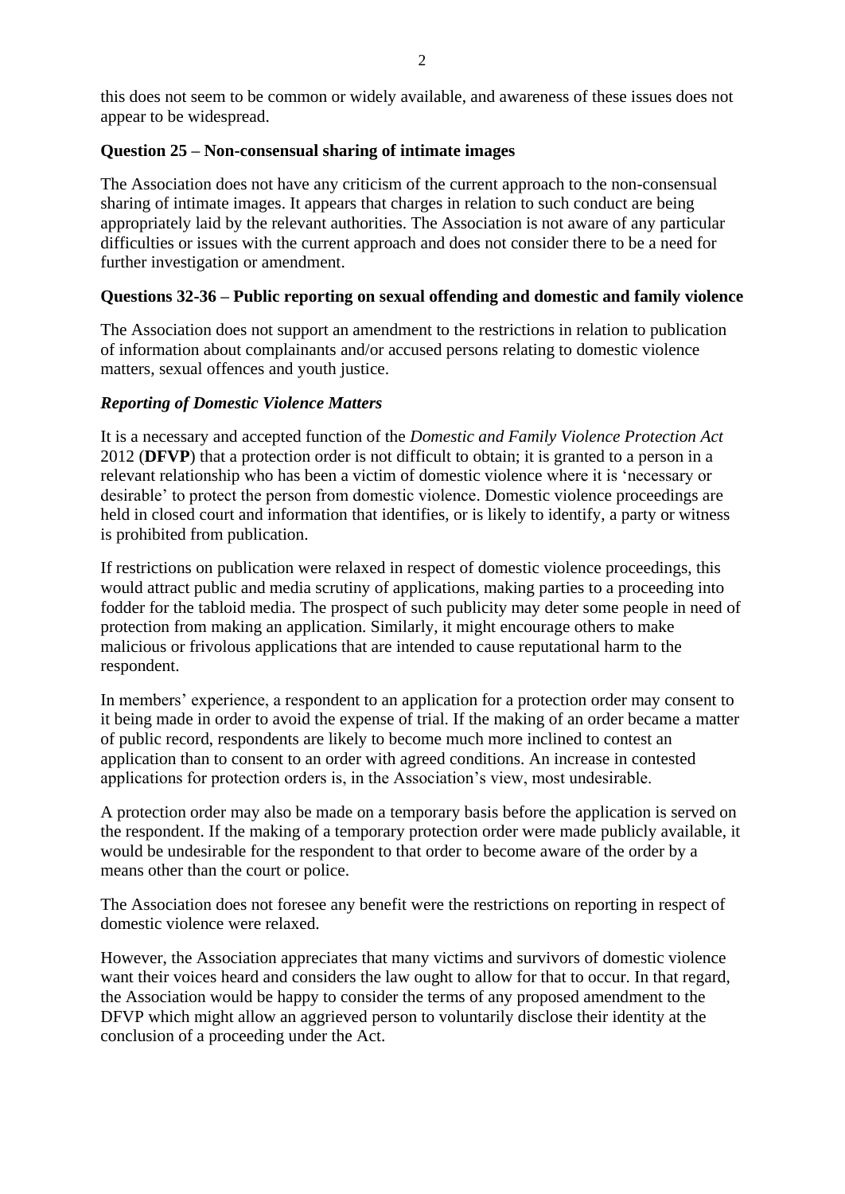this does not seem to be common or widely available, and awareness of these issues does not appear to be widespread.

**Question 25 – Non-consensual sharing of intimate images**

The Association does not have any criticism of the current approach to the non-consensual sharing of intimate images. It appears that charges in relation to such conduct are being appropriately laid by the relevant authorities. The Association is not aware of any particular difficulties or issues with the current approach and does not consider there to be a need for further investigation or amendment.

**Questions 32-36 – Public reporting on sexual offending and domestic and family violence**

The Association does not support an amendment to the restrictions in relation to publication of information about complainants and/or accused persons relating to domestic violence matters, sexual offences and youth justice.

***Reporting of Domestic Violence Matters***

It is a necessary and accepted function of the *Domestic and Family Violence Protection Act* 2012 (**DFVP**) that a protection order is not difficult to obtain; it is granted to a person in a relevant relationship who has been a victim of domestic violence where it is 'necessary or desirable' to protect the person from domestic violence. Domestic violence proceedings are held in closed court and information that identifies, or is likely to identify, a party or witness is prohibited from publication.

If restrictions on publication were relaxed in respect of domestic violence proceedings, this would attract public and media scrutiny of applications, making parties to a proceeding into fodder for the tabloid media. The prospect of such publicity may deter some people in need of protection from making an application. Similarly, it might encourage others to make malicious or frivolous applications that are intended to cause reputational harm to the respondent.

In members' experience, a respondent to an application for a protection order may consent to it being made in order to avoid the expense of trial. If the making of an order became a matter of public record, respondents are likely to become much more inclined to contest an application than to consent to an order with agreed conditions. An increase in contested applications for protection orders is, in the Association's view, most undesirable.

A protection order may also be made on a temporary basis before the application is served on the respondent. If the making of a temporary protection order were made publicly available, it would be undesirable for the respondent to that order to become aware of the order by a means other than the court or police.

The Association does not foresee any benefit were the restrictions on reporting in respect of domestic violence were relaxed.

However, the Association appreciates that many victims and survivors of domestic violence want their voices heard and considers the law ought to allow for that to occur. In that regard, the Association would be happy to consider the terms of any proposed amendment to the DFVP which might allow an aggrieved person to voluntarily disclose their identity at the conclusion of a proceeding under the Act.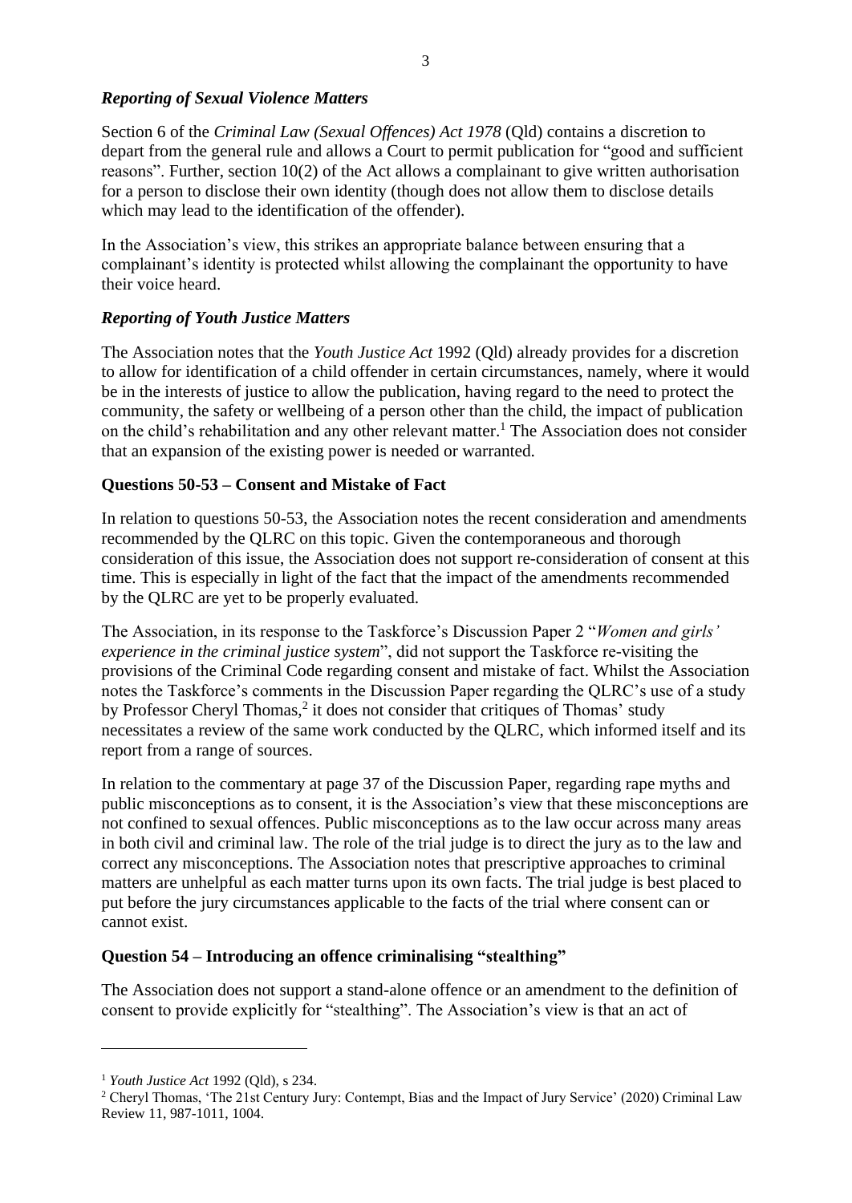### *Reporting of Sexual Violence Matters*

Section 6 of the *Criminal Law (Sexual Offences) Act 1978* (Qld) contains a discretion to depart from the general rule and allows a Court to permit publication for "good and sufficient reasons". Further, section 10(2) of the Act allows a complainant to give written authorisation for a person to disclose their own identity (though does not allow them to disclose details which may lead to the identification of the offender).

In the Association's view, this strikes an appropriate balance between ensuring that a complainant's identity is protected whilst allowing the complainant the opportunity to have their voice heard.

### *Reporting of Youth Justice Matters*

The Association notes that the *Youth Justice Act* 1992 (Qld) already provides for a discretion to allow for identification of a child offender in certain circumstances, namely, where it would be in the interests of justice to allow the publication, having regard to the need to protect the community, the safety or wellbeing of a person other than the child, the impact of publication on the child's rehabilitation and any other relevant matter.[1] The Association does not consider that an expansion of the existing power is needed or warranted.

## Questions 50-53 – Consent and Mistake of Fact

In relation to questions 50-53, the Association notes the recent consideration and amendments recommended by the QLRC on this topic. Given the contemporaneous and thorough consideration of this issue, the Association does not support re-consideration of consent at this time. This is especially in light of the fact that the impact of the amendments recommended by the QLRC are yet to be properly evaluated.

The Association, in its response to the Taskforce's Discussion Paper 2 "*Women and girls' experience in the criminal justice system*", did not support the Taskforce re-visiting the provisions of the Criminal Code regarding consent and mistake of fact. Whilst the Association notes the Taskforce's comments in the Discussion Paper regarding the QLRC's use of a study by Professor Cheryl Thomas,[2] it does not consider that critiques of Thomas' study necessitates a review of the same work conducted by the QLRC, which informed itself and its report from a range of sources.

In relation to the commentary at page 37 of the Discussion Paper, regarding rape myths and public misconceptions as to consent, it is the Association's view that these misconceptions are not confined to sexual offences. Public misconceptions as to the law occur across many areas in both civil and criminal law. The role of the trial judge is to direct the jury as to the law and correct any misconceptions. The Association notes that prescriptive approaches to criminal matters are unhelpful as each matter turns upon its own facts. The trial judge is best placed to put before the jury circumstances applicable to the facts of the trial where consent can or cannot exist.

## Question 54 – Introducing an offence criminalising "stealthing"

The Association does not support a stand-alone offence or an amendment to the definition of consent to provide explicitly for "stealthing". The Association's view is that an act of

---

[1] *Youth Justice Act* 1992 (Qld), s 234.

[2] Cheryl Thomas, 'The 21st Century Jury: Contempt, Bias and the Impact of Jury Service' (2020) Criminal Law Review 11, 987-1011, 1004.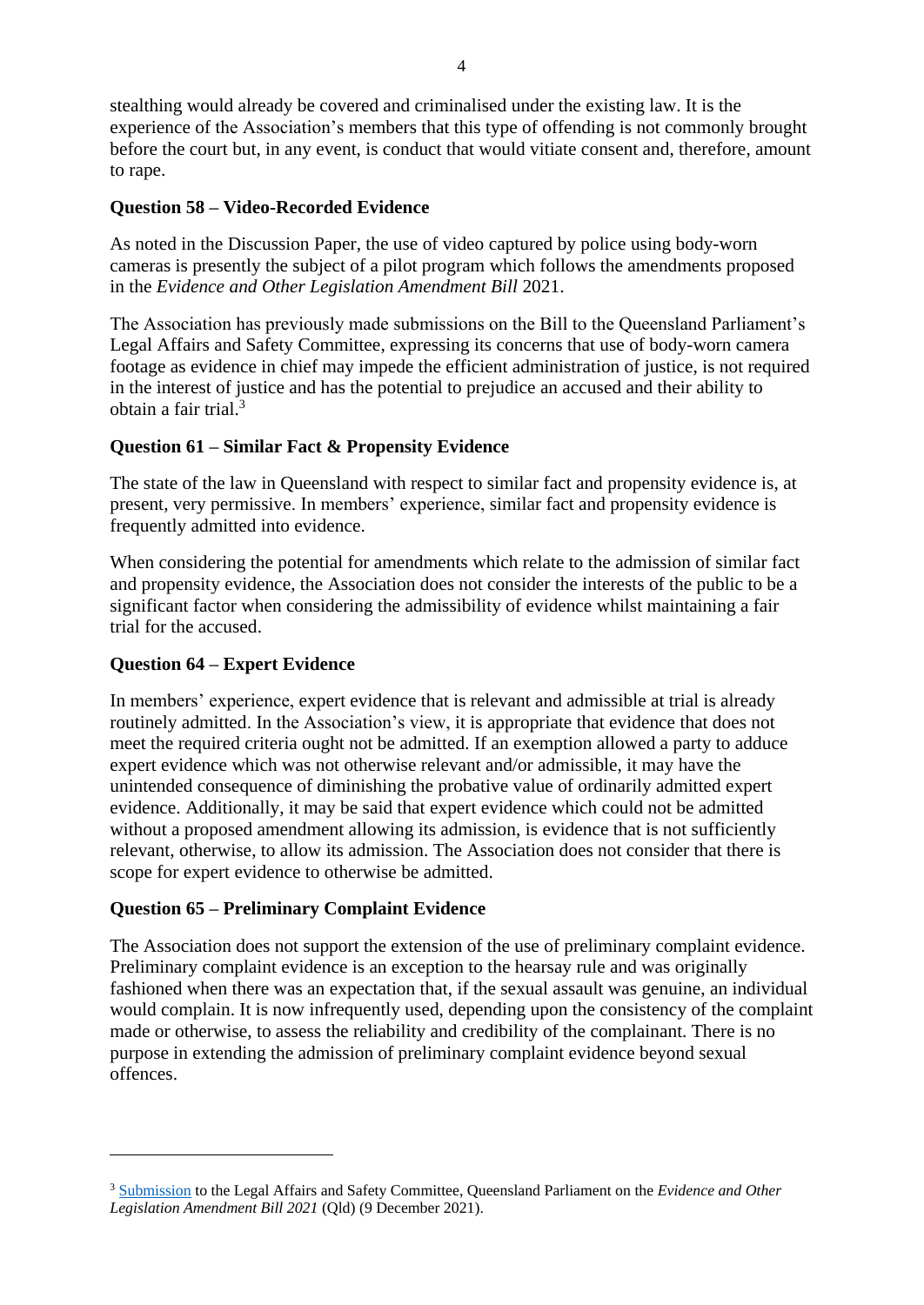stealthing would already be covered and criminalised under the existing law. It is the experience of the Association's members that this type of offending is not commonly brought before the court but, in any event, is conduct that would vitiate consent and, therefore, amount to rape.

**Question 58 – Video-Recorded Evidence**

As noted in the Discussion Paper, the use of video captured by police using body-worn cameras is presently the subject of a pilot program which follows the amendments proposed in the *Evidence and Other Legislation Amendment Bill* 2021.

The Association has previously made submissions on the Bill to the Queensland Parliament's Legal Affairs and Safety Committee, expressing its concerns that use of body-worn camera footage as evidence in chief may impede the efficient administration of justice, is not required in the interest of justice and has the potential to prejudice an accused and their ability to obtain a fair trial.[3]

**Question 61 – Similar Fact & Propensity Evidence**

The state of the law in Queensland with respect to similar fact and propensity evidence is, at present, very permissive. In members' experience, similar fact and propensity evidence is frequently admitted into evidence.

When considering the potential for amendments which relate to the admission of similar fact and propensity evidence, the Association does not consider the interests of the public to be a significant factor when considering the admissibility of evidence whilst maintaining a fair trial for the accused.

**Question 64 – Expert Evidence**

In members' experience, expert evidence that is relevant and admissible at trial is already routinely admitted. In the Association's view, it is appropriate that evidence that does not meet the required criteria ought not be admitted. If an exemption allowed a party to adduce expert evidence which was not otherwise relevant and/or admissible, it may have the unintended consequence of diminishing the probative value of ordinarily admitted expert evidence. Additionally, it may be said that expert evidence which could not be admitted without a proposed amendment allowing its admission, is evidence that is not sufficiently relevant, otherwise, to allow its admission. The Association does not consider that there is scope for expert evidence to otherwise be admitted.

**Question 65 – Preliminary Complaint Evidence**

The Association does not support the extension of the use of preliminary complaint evidence. Preliminary complaint evidence is an exception to the hearsay rule and was originally fashioned when there was an expectation that, if the sexual assault was genuine, an individual would complain. It is now infrequently used, depending upon the consistency of the complaint made or otherwise, to assess the reliability and credibility of the complainant. There is no purpose in extending the admission of preliminary complaint evidence beyond sexual offences.

---

[3] Submission to the Legal Affairs and Safety Committee, Queensland Parliament on the *Evidence and Other Legislation Amendment Bill 2021* (Qld) (9 December 2021).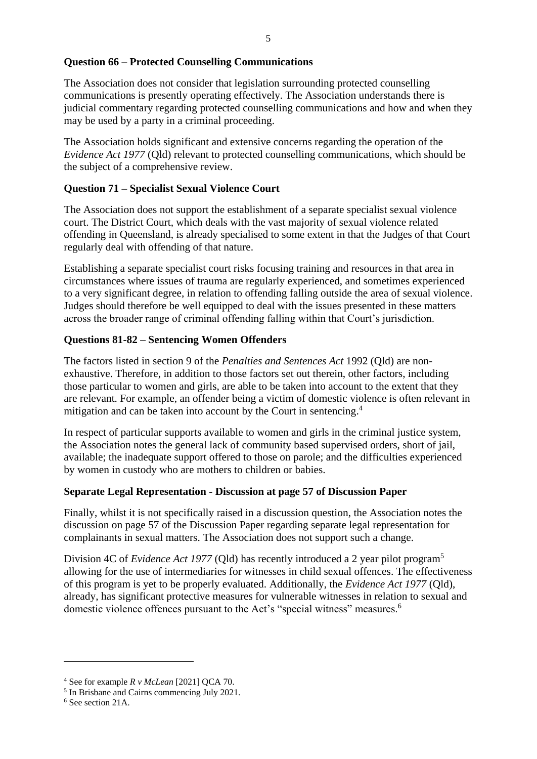**Question 66 – Protected Counselling Communications**

The Association does not consider that legislation surrounding protected counselling communications is presently operating effectively. The Association understands there is judicial commentary regarding protected counselling communications and how and when they may be used by a party in a criminal proceeding.

The Association holds significant and extensive concerns regarding the operation of the *Evidence Act 1977* (Qld) relevant to protected counselling communications, which should be the subject of a comprehensive review.

**Question 71 – Specialist Sexual Violence Court**

The Association does not support the establishment of a separate specialist sexual violence court. The District Court, which deals with the vast majority of sexual violence related offending in Queensland, is already specialised to some extent in that the Judges of that Court regularly deal with offending of that nature.

Establishing a separate specialist court risks focusing training and resources in that area in circumstances where issues of trauma are regularly experienced, and sometimes experienced to a very significant degree, in relation to offending falling outside the area of sexual violence. Judges should therefore be well equipped to deal with the issues presented in these matters across the broader range of criminal offending falling within that Court's jurisdiction.

**Questions 81-82 – Sentencing Women Offenders**

The factors listed in section 9 of the *Penalties and Sentences Act* 1992 (Qld) are non-exhaustive. Therefore, in addition to those factors set out therein, other factors, including those particular to women and girls, are able to be taken into account to the extent that they are relevant. For example, an offender being a victim of domestic violence is often relevant in mitigation and can be taken into account by the Court in sentencing.[4]

In respect of particular supports available to women and girls in the criminal justice system, the Association notes the general lack of community based supervised orders, short of jail, available; the inadequate support offered to those on parole; and the difficulties experienced by women in custody who are mothers to children or babies.

**Separate Legal Representation - Discussion at page 57 of Discussion Paper**

Finally, whilst it is not specifically raised in a discussion question, the Association notes the discussion on page 57 of the Discussion Paper regarding separate legal representation for complainants in sexual matters. The Association does not support such a change.

Division 4C of *Evidence Act 1977* (Qld) has recently introduced a 2 year pilot program[5] allowing for the use of intermediaries for witnesses in child sexual offences. The effectiveness of this program is yet to be properly evaluated. Additionally, the *Evidence Act 1977* (Qld), already, has significant protective measures for vulnerable witnesses in relation to sexual and domestic violence offences pursuant to the Act's "special witness" measures.[6]

---

[4] See for example *R v McLean* [2021] QCA 70.

[5] In Brisbane and Cairns commencing July 2021.

[6] See section 21A.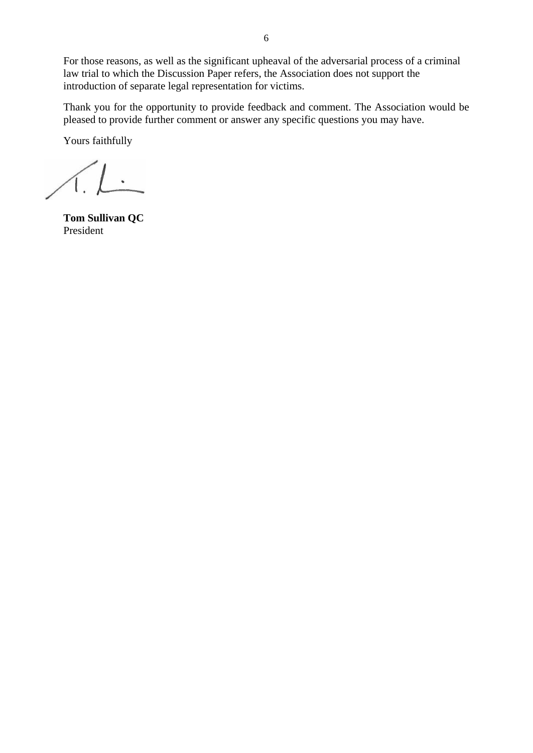For those reasons, as well as the significant upheaval of the adversarial process of a criminal law trial to which the Discussion Paper refers, the Association does not support the introduction of separate legal representation for victims.

Thank you for the opportunity to provide feedback and comment. The Association would be pleased to provide further comment or answer any specific questions you may have.

Yours faithfully

**Tom Sullivan QC**
President